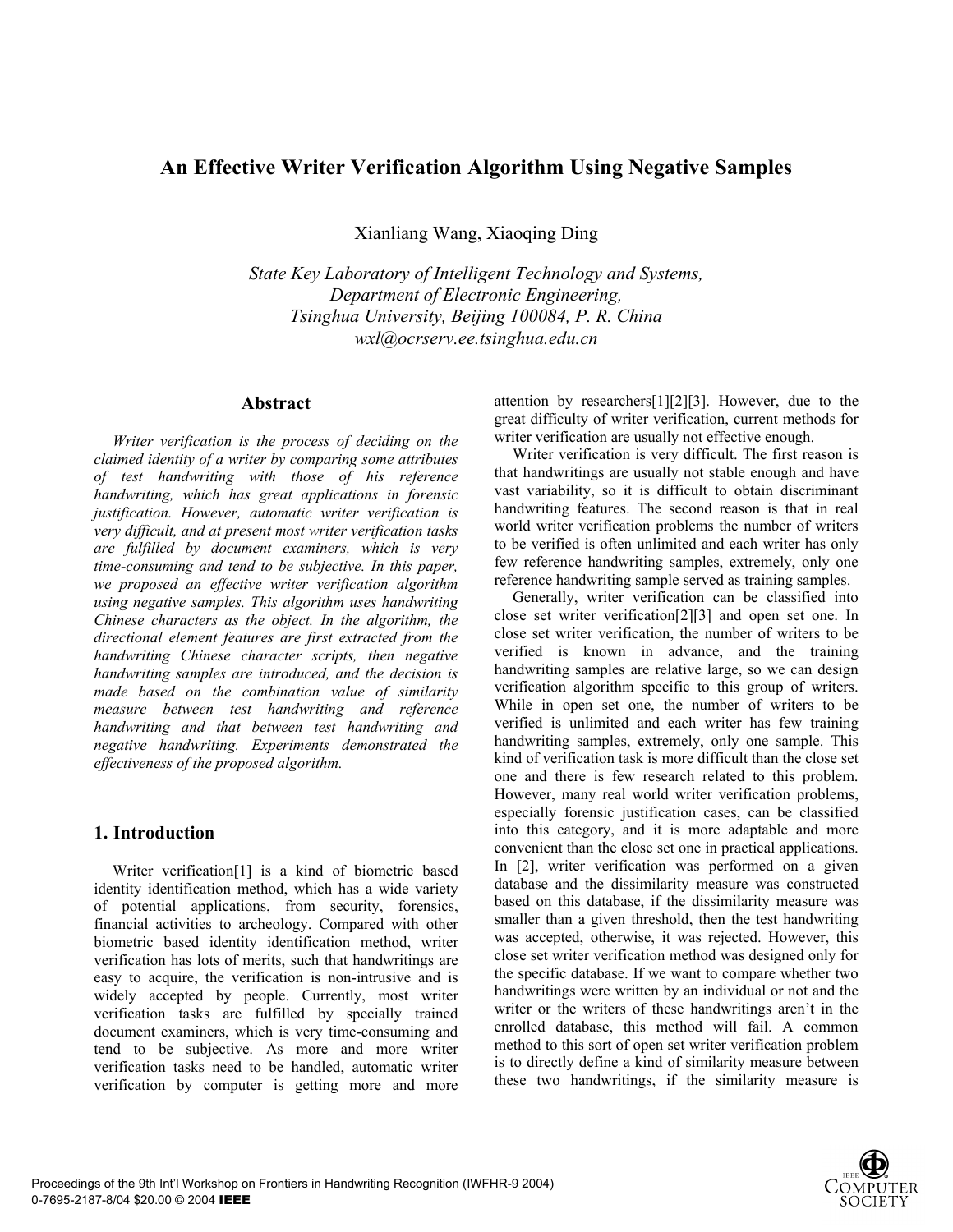# An Effective Writer Verification Algorithm Using Negative Samples

Xianliang Wang, Xiaoqing Ding

*State Key Laboratory of Intelligent Technology and Systems,*
*Department of Electronic Engineering,*
*Tsinghua University, Beijing 100084, P. R. China*
*wxl@ocrserv.ee.tsinghua.edu.cn*

## Abstract

*Writer verification is the process of deciding on the claimed identity of a writer by comparing some attributes of test handwriting with those of his reference handwriting, which has great applications in forensic justification. However, automatic writer verification is very difficult, and at present most writer verification tasks are fulfilled by document examiners, which is very time-consuming and tend to be subjective. In this paper, we proposed an effective writer verification algorithm using negative samples. This algorithm uses handwriting Chinese characters as the object. In the algorithm, the directional element features are first extracted from the handwriting Chinese character scripts, then negative handwriting samples are introduced, and the decision is made based on the combination value of similarity measure between test handwriting and reference handwriting and that between test handwriting and negative handwriting. Experiments demonstrated the effectiveness of the proposed algorithm.*

## 1. Introduction

Writer verification[1] is a kind of biometric based identity identification method, which has a wide variety of potential applications, from security, forensics, financial activities to archeology. Compared with other biometric based identity identification method, writer verification has lots of merits, such that handwritings are easy to acquire, the verification is non-intrusive and is widely accepted by people. Currently, most writer verification tasks are fulfilled by specially trained document examiners, which is very time-consuming and tend to be subjective. As more and more writer verification tasks need to be handled, automatic writer verification by computer is getting more and more attention by researchers[1][2][3]. However, due to the great difficulty of writer verification, current methods for writer verification are usually not effective enough.

Writer verification is very difficult. The first reason is that handwritings are usually not stable enough and have vast variability, so it is difficult to obtain discriminant handwriting features. The second reason is that in real world writer verification problems the number of writers to be verified is often unlimited and each writer has only few reference handwriting samples, extremely, only one reference handwriting sample served as training samples.

Generally, writer verification can be classified into close set writer verification[2][3] and open set one. In close set writer verification, the number of writers to be verified is known in advance, and the training handwriting samples are relative large, so we can design verification algorithm specific to this group of writers. While in open set one, the number of writers to be verified is unlimited and each writer has few training handwriting samples, extremely, only one sample. This kind of verification task is more difficult than the close set one and there is few research related to this problem. However, many real world writer verification problems, especially forensic justification cases, can be classified into this category, and it is more adaptable and more convenient than the close set one in practical applications. In [2], writer verification was performed on a given database and the dissimilarity measure was constructed based on this database, if the dissimilarity measure was smaller than a given threshold, then the test handwriting was accepted, otherwise, it was rejected. However, this close set writer verification method was designed only for the specific database. If we want to compare whether two handwritings were written by an individual or not and the writer or the writers of these handwritings aren't in the enrolled database, this method will fail. A common method to this sort of open set writer verification problem is to directly define a kind of similarity measure between these two handwritings, if the similarity measure is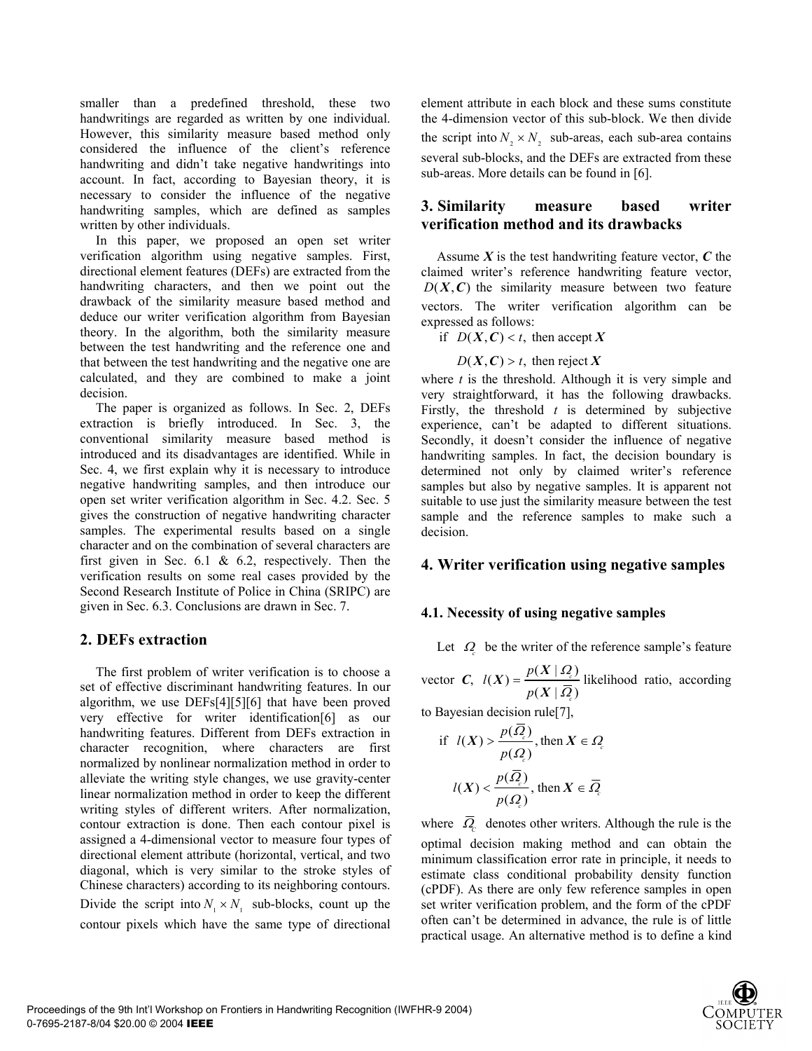smaller than a predefined threshold, these two handwritings are regarded as written by one individual. However, this similarity measure based method only considered the influence of the client's reference handwriting and didn't take negative handwritings into account. In fact, according to Bayesian theory, it is necessary to consider the influence of the negative handwriting samples, which are defined as samples written by other individuals.

In this paper, we proposed an open set writer verification algorithm using negative samples. First, directional element features (DEFs) are extracted from the handwriting characters, and then we point out the drawback of the similarity measure based method and deduce our writer verification algorithm from Bayesian theory. In the algorithm, both the similarity measure between the test handwriting and the reference one and that between the test handwriting and the negative one are calculated, and they are combined to make a joint decision.

The paper is organized as follows. In Sec. 2, DEFs extraction is briefly introduced. In Sec. 3, the conventional similarity measure based method is introduced and its disadvantages are identified. While in Sec. 4, we first explain why it is necessary to introduce negative handwriting samples, and then introduce our open set writer verification algorithm in Sec. 4.2. Sec. 5 gives the construction of negative handwriting character samples. The experimental results based on a single character and on the combination of several characters are first given in Sec. 6.1 & 6.2, respectively. Then the verification results on some real cases provided by the Second Research Institute of Police in China (SRIPC) are given in Sec. 6.3. Conclusions are drawn in Sec. 7.

## 2. DEFs extraction

The first problem of writer verification is to choose a set of effective discriminant handwriting features. In our algorithm, we use DEFs[4][5][6] that have been proved very effective for writer identification[6] as our handwriting features. Different from DEFs extraction in character recognition, where characters are first normalized by nonlinear normalization method in order to alleviate the writing style changes, we use gravity-center linear normalization method in order to keep the different writing styles of different writers. After normalization, contour extraction is done. Then each contour pixel is assigned a 4-dimensional vector to measure four types of directional element attribute (horizontal, vertical, and two diagonal, which is very similar to the stroke styles of Chinese characters) according to its neighboring contours. Divide the script into $N_1 \times N_1$ sub-blocks, count up the contour pixels which have the same type of directional element attribute in each block and these sums constitute the 4-dimension vector of this sub-block. We then divide the script into $N_2 \times N_2$ sub-areas, each sub-area contains several sub-blocks, and the DEFs are extracted from these sub-areas. More details can be found in [6].

## 3. Similarity measure based writer verification method and its drawbacks

Assume $\boldsymbol{X}$ is the test handwriting feature vector, $\boldsymbol{C}$ the claimed writer's reference handwriting feature vector, $D(\boldsymbol{X}, \boldsymbol{C})$ the similarity measure between two feature vectors. The writer verification algorithm can be expressed as follows:

if $D(\boldsymbol{X}, \boldsymbol{C}) < t$, then accept $\boldsymbol{X}$

$D(\boldsymbol{X}, \boldsymbol{C}) > t$, then reject $\boldsymbol{X}$

where $t$ is the threshold. Although it is very simple and very straightforward, it has the following drawbacks. Firstly, the threshold $t$ is determined by subjective experience, can't be adapted to different situations. Secondly, it doesn't consider the influence of negative handwriting samples. In fact, the decision boundary is determined not only by claimed writer's reference samples but also by negative samples. It is apparent not suitable to use just the similarity measure between the test sample and the reference samples to make such a decision.

## 4. Writer verification using negative samples

### 4.1. Necessity of using negative samples

Let $\Omega_c$ be the writer of the reference sample's feature vector $\boldsymbol{C}$, $l(\boldsymbol{X}) = \dfrac{p(\boldsymbol{X} \mid \Omega_c)}{p(\boldsymbol{X} \mid \overline{\Omega}_c)}$ likelihood ratio, according to Bayesian decision rule[7],

$$\text{if } \; l(\boldsymbol{X}) > \frac{p(\overline{\Omega}_c)}{p(\Omega_c)}, \text{then } \boldsymbol{X} \in \Omega_c$$

$$l(\boldsymbol{X}) < \frac{p(\overline{\Omega}_c)}{p(\Omega_c)}, \text{then } \boldsymbol{X} \in \overline{\Omega}_c$$

where $\overline{\Omega}_c$ denotes other writers. Although the rule is the optimal decision making method and can obtain the minimum classification error rate in principle, it needs to estimate class conditional probability density function (cPDF). As there are only few reference samples in open set writer verification problem, and the form of the cPDF often can't be determined in advance, the rule is of little practical usage. An alternative method is to define a kind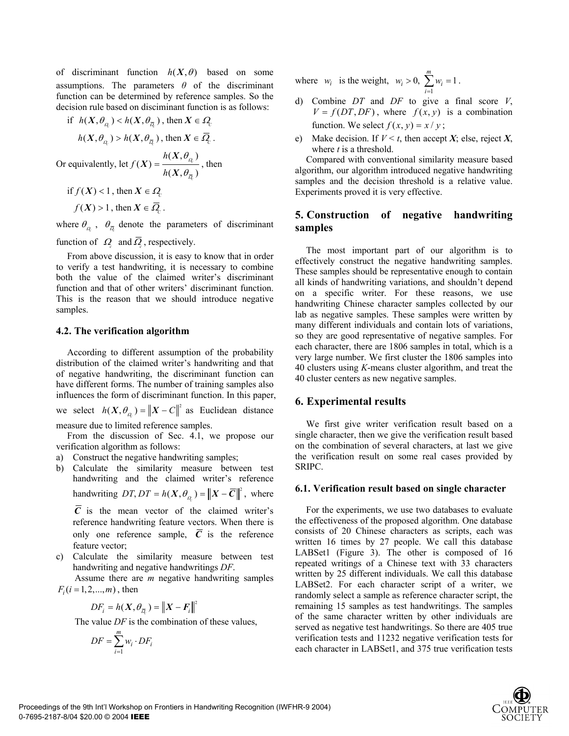of discriminant function $h(\boldsymbol{X},\theta)$ based on some assumptions. The parameters $\theta$ of the discriminant function can be determined by reference samples. So the decision rule based on disciminant function is as follows:

if $h(\boldsymbol{X},\theta_{\Omega_c}) < h(\boldsymbol{X},\theta_{\overline{\Omega}_c})$, then $\boldsymbol{X} \in \Omega_c$

$h(\boldsymbol{X},\theta_{\Omega_c}) > h(\boldsymbol{X},\theta_{\overline{\Omega}_c})$, then $\boldsymbol{X} \in \overline{\Omega}_c$.

Or equivalently, let $f(\boldsymbol{X}) = \dfrac{h(\boldsymbol{X},\theta_{\Omega_c})}{h(\boldsymbol{X},\theta_{\overline{\Omega}_c})}$, then

if $f(\boldsymbol{X}) < 1$, then $\boldsymbol{X} \in \Omega_c$

$f(\boldsymbol{X}) > 1$, then $\boldsymbol{X} \in \overline{\Omega}_c$.

where $\theta_{\Omega_c}$, $\theta_{\overline{\Omega}_c}$ denote the parameters of discriminant function of $\Omega_c$ and $\overline{\Omega}_c$, respectively.

From above discussion, it is easy to know that in order to verify a test handwriting, it is necessary to combine both the value of the claimed writer's discriminant function and that of other writers' discriminant function. This is the reason that we should introduce negative samples.

### 4.2. The verification algorithm

According to different assumption of the probability distribution of the claimed writer's handwriting and that of negative handwriting, the discriminant function can have different forms. The number of training samples also influences the form of discriminant function. In this paper, we select $h(\boldsymbol{X},\theta_{\Omega_c}) = \|\boldsymbol{X} - C\|^2$ as Euclidean distance measure due to limited reference samples.

From the discussion of Sec. 4.1, we propose our verification algorithm as follows:

a) Construct the negative handwriting samples;
b) Calculate the similarity measure between test handwriting and the claimed writer's reference handwriting $DT, DT = h(\boldsymbol{X},\theta_{\Omega_c}) = \|\boldsymbol{X} - \overline{\boldsymbol{C}}\|^2$, where $\overline{\boldsymbol{C}}$ is the mean vector of the claimed writer's reference handwriting feature vectors. When there is only one reference sample, $\overline{\boldsymbol{C}}$ is the reference feature vector;
c) Calculate the similarity measure between test handwriting and negative handwritings *DF*.
   Assume there are *m* negative handwriting samples $F_i (i = 1,2,...,m)$, then
   $$DF_i = h(\boldsymbol{X},\theta_{\overline{\Omega}_c}) = \|\boldsymbol{X} - \boldsymbol{F}_i\|^2$$
   The value *DF* is the combination of these values,
   $$DF = \sum_{i=1}^{m} w_i \cdot DF_i$$
   where $w_i$ is the weight, $w_i > 0$, $\sum_{i=1}^{m} w_i = 1$.
d) Combine *DT* and *DF* to give a final score *V*, $V = f(DT, DF)$, where $f(x,y)$ is a combination function. We select $f(x,y) = x/y$;
e) Make decision. If $V < t$, then accept $\boldsymbol{X}$; else, reject $\boldsymbol{X}$, where *t* is a threshold.

Compared with conventional similarity measure based algorithm, our algorithm introduced negative handwriting samples and the decision threshold is a relative value. Experiments proved it is very effective.

## 5. Construction of negative handwriting samples

The most important part of our algorithm is to effectively construct the negative handwriting samples. These samples should be representative enough to contain all kinds of handwriting variations, and shouldn't depend on a specific writer. For these reasons, we use handwriting Chinese character samples collected by our lab as negative samples. These samples were written by many different individuals and contain lots of variations, so they are good representative of negative samples. For each character, there are 1806 samples in total, which is a very large number. We first cluster the 1806 samples into 40 clusters using *K*-means cluster algorithm, and treat the 40 cluster centers as new negative samples.

## 6. Experimental results

We first give writer verification result based on a single character, then we give the verification result based on the combination of several characters, at last we give the verification result on some real cases provided by SRIPC.

### 6.1. Verification result based on single character

For the experiments, we use two databases to evaluate the effectiveness of the proposed algorithm. One database consists of 20 Chinese characters as scripts, each was written 16 times by 27 people. We call this database LABSet1 (Figure 3). The other is composed of 16 repeated writings of a Chinese text with 33 characters written by 25 different individuals. We call this database LABSet2. For each character script of a writer, we randomly select a sample as reference character script, the remaining 15 samples as test handwritings. The samples of the same character written by other individuals are served as negative test handwritings. So there are 405 true verification tests and 11232 negative verification tests for each character in LABSet1, and 375 true verification tests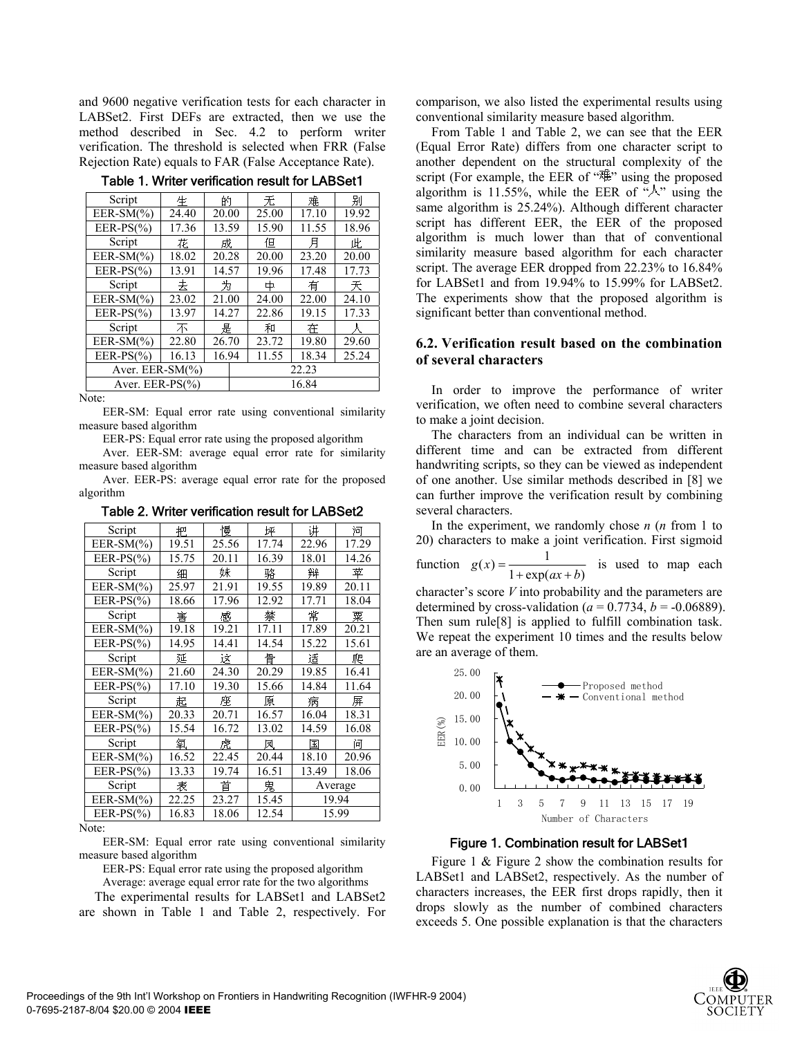and 9600 negative verification tests for each character in LABSet2. First DEFs are extracted, then we use the method described in Sec. 4.2 to perform writer verification. The threshold is selected when FRR (False Rejection Rate) equals to FAR (False Acceptance Rate).

**Table 1. Writer verification result for LABSet1**

| Script | 生 | 的 | 无 | 难 | 别 |
|---|---|---|---|---|---|
| EER-SM(%) | 24.40 | 20.00 | 25.00 | 17.10 | 19.92 |
| EER-PS(%) | 17.36 | 13.59 | 15.90 | 11.55 | 18.96 |
| Script | 花 | 成 | 但 | 月 | 此 |
| EER-SM(%) | 18.02 | 20.28 | 20.00 | 23.20 | 20.00 |
| EER-PS(%) | 13.91 | 14.57 | 19.96 | 17.48 | 17.73 |
| Script | 去 | 为 | 中 | 有 | 天 |
| EER-SM(%) | 23.02 | 21.00 | 24.00 | 22.00 | 24.10 |
| EER-PS(%) | 13.97 | 14.27 | 22.86 | 19.15 | 17.33 |
| Script | 不 | 是 | 和 | 在 | 人 |
| EER-SM(%) | 22.80 | 26.70 | 23.72 | 19.80 | 29.60 |
| EER-PS(%) | 16.13 | 16.94 | 11.55 | 18.34 | 25.24 |
| Aver. EER-SM(%) | | 22.23 | | | |
| Aver. EER-PS(%) | | 16.84 | | | |

Note:

EER-SM: Equal error rate using conventional similarity measure based algorithm

EER-PS: Equal error rate using the proposed algorithm

Aver. EER-SM: average equal error rate for similarity measure based algorithm

Aver. EER-PS: average equal error rate for the proposed algorithm

**Table 2. Writer verification result for LABSet2**

| Script | 把 | 慢 | 坪 | 讲 | 河 |
|---|---|---|---|---|---|
| EER-SM(%) | 19.51 | 25.56 | 17.74 | 22.96 | 17.29 |
| EER-PS(%) | 15.75 | 20.11 | 16.39 | 18.01 | 14.26 |
| Script | 细 | 妹 | 骆 | 辩 | 苹 |
| EER-SM(%) | 25.97 | 21.91 | 19.55 | 19.89 | 20.11 |
| EER-PS(%) | 18.66 | 17.96 | 12.92 | 17.71 | 18.04 |
| Script | 害 | 感 | 禁 | 常 | 粟 |
| EER-SM(%) | 19.18 | 19.21 | 17.11 | 17.89 | 20.21 |
| EER-PS(%) | 14.95 | 14.41 | 14.54 | 15.22 | 15.61 |
| Script | 延 | 这 | 骨 | 适 | 爬 |
| EER-SM(%) | 21.60 | 24.30 | 20.29 | 19.85 | 16.41 |
| EER-PS(%) | 17.10 | 19.30 | 15.66 | 14.84 | 11.64 |
| Script | 起 | 座 | 原 | 病 | 屏 |
| EER-SM(%) | 20.33 | 20.71 | 16.57 | 16.04 | 18.31 |
| EER-PS(%) | 15.54 | 16.72 | 13.02 | 14.59 | 16.08 |
| Script | 氧 | 虎 | 风 | 国 | 问 |
| EER-SM(%) | 16.52 | 22.45 | 20.44 | 18.10 | 20.96 |
| EER-PS(%) | 13.33 | 19.74 | 16.51 | 13.49 | 18.06 |
| Script | 表 | 首 | 鬼 | Average | |
| EER-SM(%) | 22.25 | 23.27 | 15.45 | 19.94 | |
| EER-PS(%) | 16.83 | 18.06 | 12.54 | 15.99 | |

Note:

EER-SM: Equal error rate using conventional similarity measure based algorithm

EER-PS: Equal error rate using the proposed algorithm

Average: average equal error rate for the two algorithms

The experimental results for LABSet1 and LABSet2 are shown in Table 1 and Table 2, respectively. For comparison, we also listed the experimental results using conventional similarity measure based algorithm.

From Table 1 and Table 2, we can see that the EER (Equal Error Rate) differs from one character script to another dependent on the structural complexity of the script (For example, the EER of "难" using the proposed algorithm is 11.55%, while the EER of "人" using the same algorithm is 25.24%). Although different character script has different EER, the EER of the proposed algorithm is much lower than that of conventional similarity measure based algorithm for each character script. The average EER dropped from 22.23% to 16.84% for LABSet1 and from 19.94% to 15.99% for LABSet2. The experiments show that the proposed algorithm is significant better than conventional method.

## 6.2. Verification result based on the combination of several characters

In order to improve the performance of writer verification, we often need to combine several characters to make a joint decision.

The characters from an individual can be written in different time and can be extracted from different handwriting scripts, so they can be viewed as independent of one another. Use similar methods described in [8] we can further improve the verification result by combining several characters.

In the experiment, we randomly chose $n$ ($n$ from 1 to 20) characters to make a joint verification. First sigmoid function $g(x) = \dfrac{1}{1+\exp(ax+b)}$ is used to map each character's score $V$ into probability and the parameters are determined by cross-validation ($a$ = 0.7734, $b$ = -0.06889). Then sum rule[8] is applied to fulfill combination task. We repeat the experiment 10 times and the results below are an average of them.

**Figure 1. Combination result for LABSet1**

Figure 1 & Figure 2 show the combination results for LABSet1 and LABSet2, respectively. As the number of characters increases, the EER first drops rapidly, then it drops slowly as the number of combined characters exceeds 5. One possible explanation is that the characters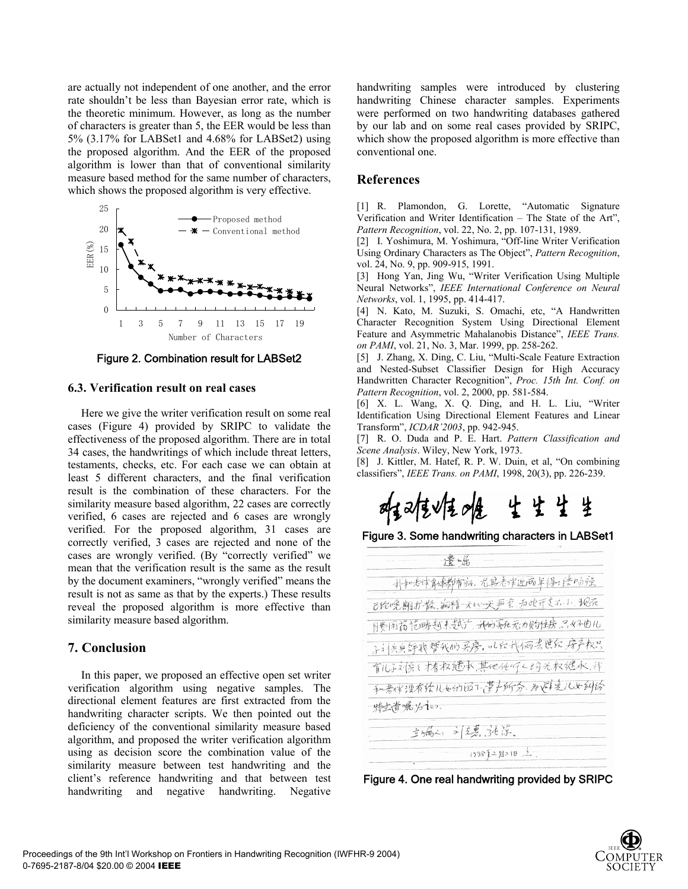are actually not independent of one another, and the error rate shouldn't be less than Bayesian error rate, which is the theoretic minimum. However, as long as the number of characters is greater than 5, the EER would be less than 5% (3.17% for LABSet1 and 4.68% for LABSet2) using the proposed algorithm. And the EER of the proposed algorithm is lower than that of conventional similarity measure based method for the same number of characters, which shows the proposed algorithm is very effective.

EER(%)

25
20
15
10
5
0

1 3 5 7 9 11 13 15 17 19

Number of Characters

Proposed method
Conventional method

Figure 2. Combination result for LABSet2

### 6.3. Verification result on real cases

Here we give the writer verification result on some real cases (Figure 4) provided by SRIPC to validate the effectiveness of the proposed algorithm. There are in total 34 cases, the handwritings of which include threat letters, testaments, checks, etc. For each case we can obtain at least 5 different characters, and the final verification result is the combination of these characters. For the similarity measure based algorithm, 22 cases are correctly verified, 6 cases are rejected and 6 cases are wrongly verified. For the proposed algorithm, 31 cases are correctly verified, 3 cases are rejected and none of the cases are wrongly verified. (By "correctly verified" we mean that the verification result is the same as the result by the document examiners, "wrongly verified" means the result is not as same as that by the experts.) These results reveal the proposed algorithm is more effective than similarity measure based algorithm.

## 7. Conclusion

In this paper, we proposed an effective open set writer verification algorithm using negative samples. The directional element features are first extracted from the handwriting character scripts. We then pointed out the deficiency of the conventional similarity measure based algorithm, and proposed the writer verification algorithm using as decision score the combination value of the similarity measure between test handwriting and the client's reference handwriting and that between test handwriting and negative handwriting. Negative handwriting samples were introduced by clustering handwriting Chinese character samples. Experiments were performed on two handwriting databases gathered by our lab and on some real cases provided by SRIPC, which show the proposed algorithm is more effective than conventional one.

## References

[1] R. Plamondon, G. Lorette, "Automatic Signature Verification and Writer Identification – The State of the Art", *Pattern Recognition*, vol. 22, No. 2, pp. 107-131, 1989.

[2] I. Yoshimura, M. Yoshimura, "Off-line Writer Verification Using Ordinary Characters as The Object", *Pattern Recognition*, vol. 24, No. 9, pp. 909-915, 1991.

[3] Hong Yan, Jing Wu, "Writer Verification Using Multiple Neural Networks", *IEEE International Conference on Neural Networks*, vol. 1, 1995, pp. 414-417.

[4] N. Kato, M. Suzuki, S. Omachi, etc, "A Handwritten Character Recognition System Using Directional Element Feature and Asymmetric Mahalanobis Distance", *IEEE Trans. on PAMI*, vol. 21, No. 3, Mar. 1999, pp. 258-262.

[5] J. Zhang, X. Ding, C. Liu, "Multi-Scale Feature Extraction and Nested-Subset Classifier Design for High Accuracy Handwritten Character Recognition", *Proc. 15th Int. Conf. on Pattern Recognition*, vol. 2, 2000, pp. 581-584.

[6] X. L. Wang, X. Q. Ding, and H. L. Liu, "Writer Identification Using Directional Element Features and Linear Transform", *ICDAR'2003*, pp. 942-945.

[7] R. O. Duda and P. E. Hart. *Pattern Classification and Scene Analysis*. Wiley, New York, 1973.

[8] J. Kittler, M. Hatef, R. P. W. Duin, et al, "On combining classifiers", *IEEE Trans. on PAMI*, 1998, 20(3), pp. 226-239.

Figure 3. Some handwriting characters in LABSet1

Figure 4. One real handwriting provided by SRIPC